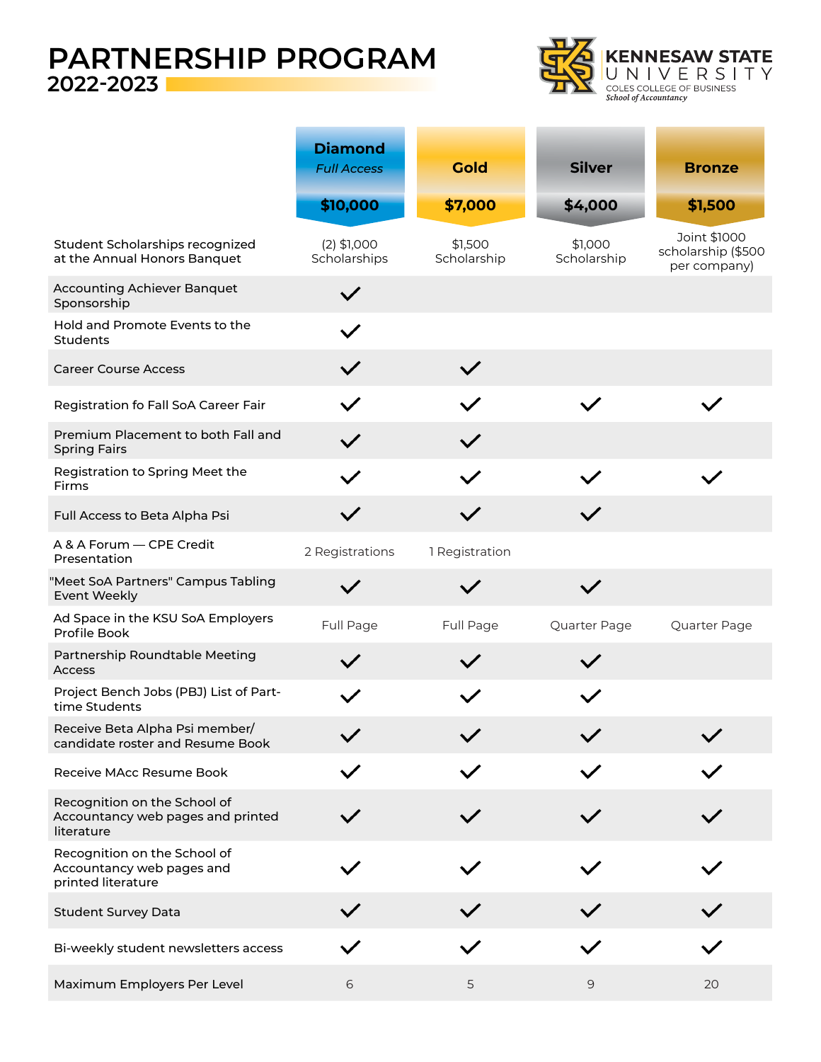# PARTNERSHIP PROGRAM
## 2022-2023

KENNESAW STATE UNIVERSITY
COLES COLLEGE OF BUSINESS
*School of Accountancy*

| | **Diamond** *Full Access* **$10,000** | **Gold** **$7,000** | **Silver** **$4,000** | **Bronze** **$1,500** |
|---|---|---|---|---|
| Student Scholarships recognized at the Annual Honors Banquet | (2) $1,000 Scholarships | $1,500 Scholarship | $1,000 Scholarship | Joint $1000 scholarship ($500 per company) |
| Accounting Achiever Banquet Sponsorship | ✓ | | | |
| Hold and Promote Events to the Students | ✓ | | | |
| Career Course Access | ✓ | ✓ | | |
| Registration fo Fall SoA Career Fair | ✓ | ✓ | ✓ | ✓ |
| Premium Placement to both Fall and Spring Fairs | ✓ | ✓ | | |
| Registration to Spring Meet the Firms | ✓ | ✓ | ✓ | ✓ |
| Full Access to Beta Alpha Psi | ✓ | ✓ | ✓ | |
| A & A Forum — CPE Credit Presentation | 2 Registrations | 1 Registration | | |
| "Meet SoA Partners" Campus Tabling Event Weekly | ✓ | ✓ | ✓ | |
| Ad Space in the KSU SoA Employers Profile Book | Full Page | Full Page | Quarter Page | Quarter Page |
| Partnership Roundtable Meeting Access | ✓ | ✓ | ✓ | |
| Project Bench Jobs (PBJ) List of Part-time Students | ✓ | ✓ | ✓ | |
| Receive Beta Alpha Psi member/ candidate roster and Resume Book | ✓ | ✓ | ✓ | ✓ |
| Receive MAcc Resume Book | ✓ | ✓ | ✓ | ✓ |
| Recognition on the School of Accountancy web pages and printed literature | ✓ | ✓ | ✓ | ✓ |
| Recognition on the School of Accountancy web pages and printed literature | ✓ | ✓ | ✓ | ✓ |
| Student Survey Data | ✓ | ✓ | ✓ | ✓ |
| Bi-weekly student newsletters access | ✓ | ✓ | ✓ | ✓ |
| Maximum Employers Per Level | 6 | 5 | 9 | 20 |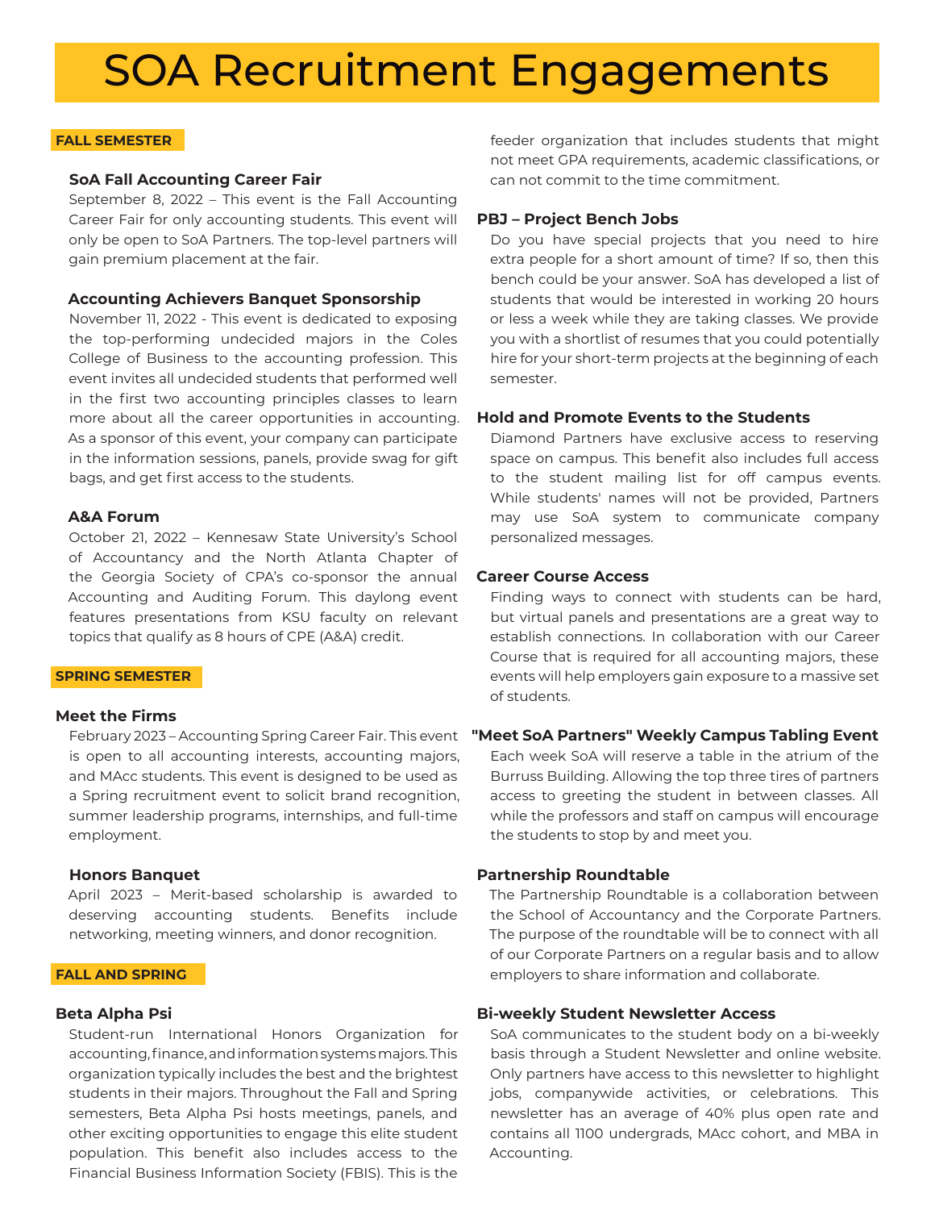# SOA Recruitment Engagements

## FALL SEMESTER

### SoA Fall Accounting Career Fair

September 8, 2022 – This event is the Fall Accounting Career Fair for only accounting students. This event will only be open to SoA Partners. The top-level partners will gain premium placement at the fair.

### Accounting Achievers Banquet Sponsorship

November 11, 2022 - This event is dedicated to exposing the top-performing undecided majors in the Coles College of Business to the accounting profession. This event invites all undecided students that performed well in the first two accounting principles classes to learn more about all the career opportunities in accounting. As a sponsor of this event, your company can participate in the information sessions, panels, provide swag for gift bags, and get first access to the students.

### A&A Forum

October 21, 2022 – Kennesaw State University's School of Accountancy and the North Atlanta Chapter of the Georgia Society of CPA's co-sponsor the annual Accounting and Auditing Forum. This daylong event features presentations from KSU faculty on relevant topics that qualify as 8 hours of CPE (A&A) credit.

## SPRING SEMESTER

### Meet the Firms

February 2023 – Accounting Spring Career Fair. This event is open to all accounting interests, accounting majors, and MAcc students. This event is designed to be used as a Spring recruitment event to solicit brand recognition, summer leadership programs, internships, and full-time employment.

### Honors Banquet

April 2023 – Merit-based scholarship is awarded to deserving accounting students. Benefits include networking, meeting winners, and donor recognition.

## FALL AND SPRING

### Beta Alpha Psi

Student-run International Honors Organization for accounting, finance, and information systems majors. This organization typically includes the best and the brightest students in their majors. Throughout the Fall and Spring semesters, Beta Alpha Psi hosts meetings, panels, and other exciting opportunities to engage this elite student population. This benefit also includes access to the Financial Business Information Society (FBIS). This is the feeder organization that includes students that might not meet GPA requirements, academic classifications, or can not commit to the time commitment.

### PBJ – Project Bench Jobs

Do you have special projects that you need to hire extra people for a short amount of time? If so, then this bench could be your answer. SoA has developed a list of students that would be interested in working 20 hours or less a week while they are taking classes. We provide you with a shortlist of resumes that you could potentially hire for your short-term projects at the beginning of each semester.

### Hold and Promote Events to the Students

Diamond Partners have exclusive access to reserving space on campus. This benefit also includes full access to the student mailing list for off campus events. While students' names will not be provided, Partners may use SoA system to communicate company personalized messages.

### Career Course Access

Finding ways to connect with students can be hard, but virtual panels and presentations are a great way to establish connections. In collaboration with our Career Course that is required for all accounting majors, these events will help employers gain exposure to a massive set of students.

### "Meet SoA Partners" Weekly Campus Tabling Event

Each week SoA will reserve a table in the atrium of the Burruss Building. Allowing the top three tires of partners access to greeting the student in between classes. All while the professors and staff on campus will encourage the students to stop by and meet you.

### Partnership Roundtable

The Partnership Roundtable is a collaboration between the School of Accountancy and the Corporate Partners. The purpose of the roundtable will be to connect with all of our Corporate Partners on a regular basis and to allow employers to share information and collaborate.

### Bi-weekly Student Newsletter Access

SoA communicates to the student body on a bi-weekly basis through a Student Newsletter and online website. Only partners have access to this newsletter to highlight jobs, companywide activities, or celebrations. This newsletter has an average of 40% plus open rate and contains all 1100 undergrads, MAcc cohort, and MBA in Accounting.